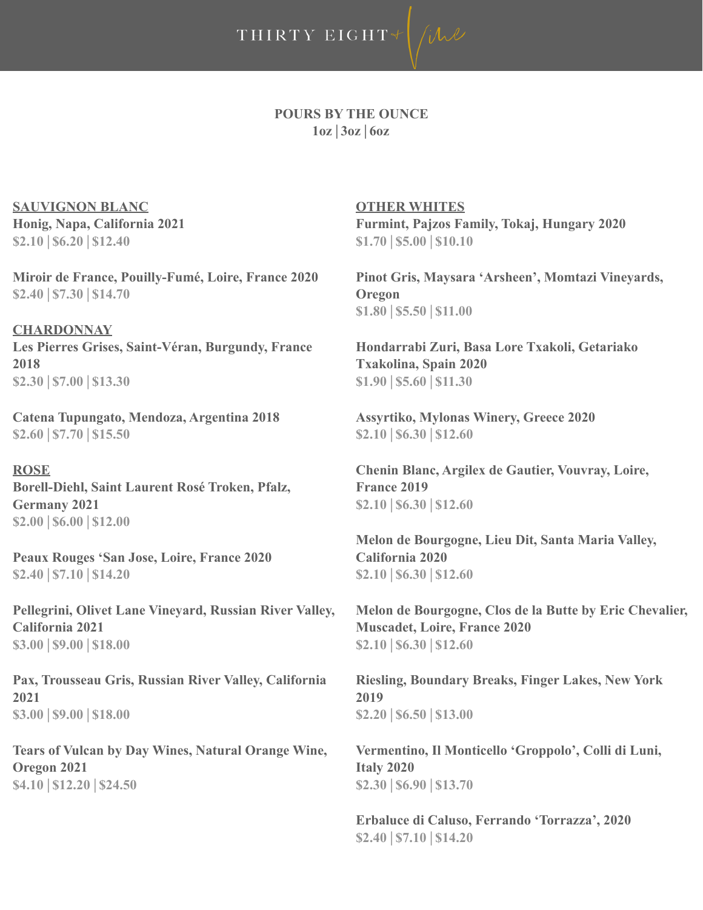# THIRTY EIGHT + Vine

**POURS BY THE OUNCE**
**1oz | 3oz | 6oz**

## SAUVIGNON BLANC

**Honig, Napa, California 2021**
$2.10 | $6.20 | $12.40

**Miroir de France, Pouilly-Fumé, Loire, France 2020**
$2.40 | $7.30 | $14.70

## CHARDONNAY

**Les Pierres Grises, Saint-Véran, Burgundy, France 2018**
$2.30 | $7.00 | $13.30

**Catena Tupungato, Mendoza, Argentina 2018**
$2.60 | $7.70 | $15.50

## ROSE

**Borell-Diehl, Saint Laurent Rosé Troken, Pfalz, Germany 2021**
$2.00 | $6.00 | $12.00

**Peaux Rouges 'San Jose, Loire, France 2020**
$2.40 | $7.10 | $14.20

**Pellegrini, Olivet Lane Vineyard, Russian River Valley, California 2021**
$3.00 | $9.00 | $18.00

**Pax, Trousseau Gris, Russian River Valley, California 2021**
$3.00 | $9.00 | $18.00

**Tears of Vulcan by Day Wines, Natural Orange Wine, Oregon 2021**
$4.10 | $12.20 | $24.50

## OTHER WHITES

**Furmint, Pajzos Family, Tokaj, Hungary 2020**
$1.70 | $5.00 | $10.10

**Pinot Gris, Maysara 'Arsheen', Momtazi Vineyards, Oregon**
$1.80 | $5.50 | $11.00

**Hondarrabi Zuri, Basa Lore Txakoli, Getariako Txakolina, Spain 2020**
$1.90 | $5.60 | $11.30

**Assyrtiko, Mylonas Winery, Greece 2020**
$2.10 | $6.30 | $12.60

**Chenin Blanc, Argilex de Gautier, Vouvray, Loire, France 2019**
$2.10 | $6.30 | $12.60

**Melon de Bourgogne, Lieu Dit, Santa Maria Valley, California 2020**
$2.10 | $6.30 | $12.60

**Melon de Bourgogne, Clos de la Butte by Eric Chevalier, Muscadet, Loire, France 2020**
$2.10 | $6.30 | $12.60

**Riesling, Boundary Breaks, Finger Lakes, New York 2019**
$2.20 | $6.50 | $13.00

**Vermentino, Il Monticello 'Groppolo', Colli di Luni, Italy 2020**
$2.30 | $6.90 | $13.70

**Erbaluce di Caluso, Ferrando 'Torrazza', 2020**
$2.40 | $7.10 | $14.20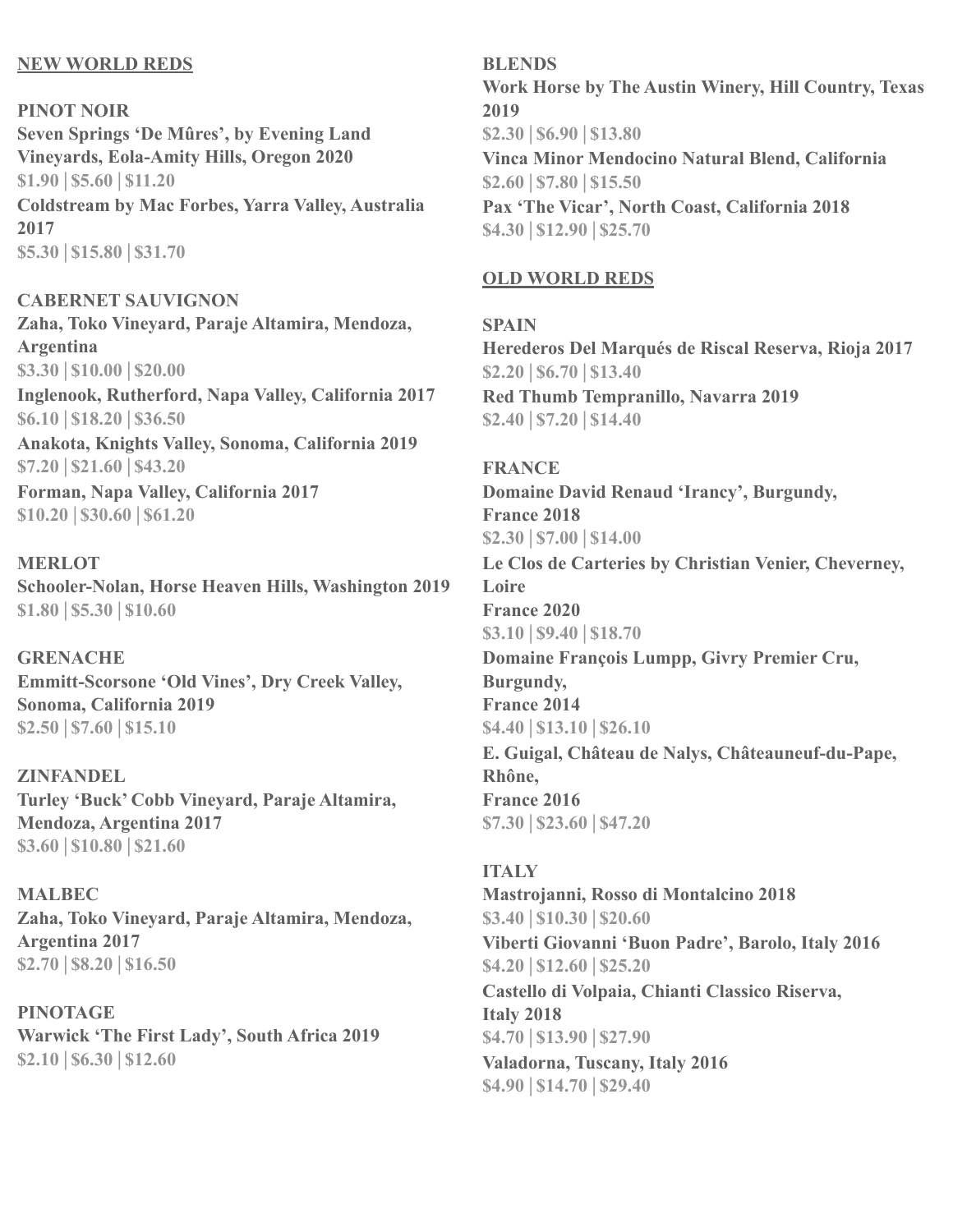## NEW WORLD REDS

### PINOT NOIR

**Seven Springs 'De Mûres', by Evening Land Vineyards, Eola-Amity Hills, Oregon 2020**
$1.90 | $5.60 | $11.20

**Coldstream by Mac Forbes, Yarra Valley, Australia 2017**
$5.30 | $15.80 | $31.70

### CABERNET SAUVIGNON

**Zaha, Toko Vineyard, Paraje Altamira, Mendoza, Argentina**
$3.30 | $10.00 | $20.00

**Inglenook, Rutherford, Napa Valley, California 2017**
$6.10 | $18.20 | $36.50

**Anakota, Knights Valley, Sonoma, California 2019**
$7.20 | $21.60 | $43.20

**Forman, Napa Valley, California 2017**
$10.20 | $30.60 | $61.20

### MERLOT

**Schooler-Nolan, Horse Heaven Hills, Washington 2019**
$1.80 | $5.30 | $10.60

### GRENACHE

**Emmitt-Scorsone 'Old Vines', Dry Creek Valley, Sonoma, California 2019**
$2.50 | $7.60 | $15.10

### ZINFANDEL

**Turley 'Buck' Cobb Vineyard, Paraje Altamira, Mendoza, Argentina 2017**
$3.60 | $10.80 | $21.60

### MALBEC

**Zaha, Toko Vineyard, Paraje Altamira, Mendoza, Argentina 2017**
$2.70 | $8.20 | $16.50

### PINOTAGE

**Warwick 'The First Lady', South Africa 2019**
$2.10 | $6.30 | $12.60

### BLENDS

**Work Horse by The Austin Winery, Hill Country, Texas 2019**
$2.30 | $6.90 | $13.80

**Vinca Minor Mendocino Natural Blend, California**
$2.60 | $7.80 | $15.50

**Pax 'The Vicar', North Coast, California 2018**
$4.30 | $12.90 | $25.70

## OLD WORLD REDS

### SPAIN

**Herederos Del Marqués de Riscal Reserva, Rioja 2017**
$2.20 | $6.70 | $13.40

**Red Thumb Tempranillo, Navarra 2019**
$2.40 | $7.20 | $14.40

### FRANCE

**Domaine David Renaud 'Irancy', Burgundy, France 2018**
$2.30 | $7.00 | $14.00

**Le Clos de Carteries by Christian Venier, Cheverney, Loire France 2020**
$3.10 | $9.40 | $18.70

**Domaine François Lumpp, Givry Premier Cru, Burgundy, France 2014**
$4.40 | $13.10 | $26.10

**E. Guigal, Château de Nalys, Châteauneuf-du-Pape, Rhône, France 2016**
$7.30 | $23.60 | $47.20

### ITALY

**Mastrojanni, Rosso di Montalcino 2018**
$3.40 | $10.30 | $20.60

**Viberti Giovanni 'Buon Padre', Barolo, Italy 2016**
$4.20 | $12.60 | $25.20

**Castello di Volpaia, Chianti Classico Riserva, Italy 2018**
$4.70 | $13.90 | $27.90

**Valadorna, Tuscany, Italy 2016**
$4.90 | $14.70 | $29.40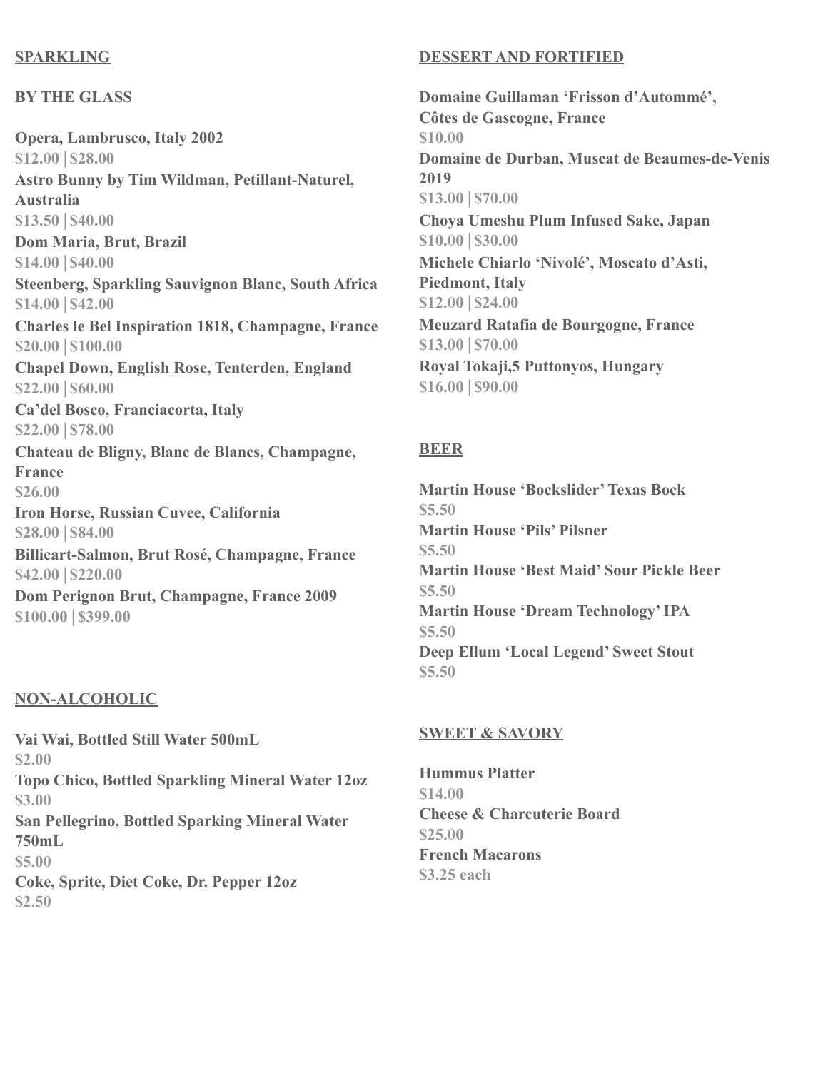## SPARKLING

### BY THE GLASS

**Opera, Lambrusco, Italy 2002**
$12.00 | $28.00

**Astro Bunny by Tim Wildman, Petillant-Naturel, Australia**
$13.50 | $40.00

**Dom Maria, Brut, Brazil**
$14.00 | $40.00

**Steenberg, Sparkling Sauvignon Blanc, South Africa**
$14.00 | $42.00

**Charles le Bel Inspiration 1818, Champagne, France**
$20.00 | $100.00

**Chapel Down, English Rose, Tenterden, England**
$22.00 | $60.00

**Ca'del Bosco, Franciacorta, Italy**
$22.00 | $78.00

**Chateau de Bligny, Blanc de Blancs, Champagne, France**
$26.00

**Iron Horse, Russian Cuvee, California**
$28.00 | $84.00

**Billicart-Salmon, Brut Rosé, Champagne, France**
$42.00 | $220.00

**Dom Perignon Brut, Champagne, France 2009**
$100.00 | $399.00

## NON-ALCOHOLIC

**Vai Wai, Bottled Still Water 500mL**
$2.00

**Topo Chico, Bottled Sparkling Mineral Water 12oz**
$3.00

**San Pellegrino, Bottled Sparking Mineral Water 750mL**
$5.00

**Coke, Sprite, Diet Coke, Dr. Pepper 12oz**
$2.50

## DESSERT AND FORTIFIED

**Domaine Guillaman 'Frisson d'Autommé', Côtes de Gascogne, France**
$10.00

**Domaine de Durban, Muscat de Beaumes-de-Venis 2019**
$13.00 | $70.00

**Choya Umeshu Plum Infused Sake, Japan**
$10.00 | $30.00

**Michele Chiarlo 'Nivolé', Moscato d'Asti, Piedmont, Italy**
$12.00 | $24.00

**Meuzard Ratafia de Bourgogne, France**
$13.00 | $70.00

**Royal Tokaji,5 Puttonyos, Hungary**
$16.00 | $90.00

## BEER

**Martin House 'Bockslider' Texas Bock**
$5.50

**Martin House 'Pils' Pilsner**
$5.50

**Martin House 'Best Maid' Sour Pickle Beer**
$5.50

**Martin House 'Dream Technology' IPA**
$5.50

**Deep Ellum 'Local Legend' Sweet Stout**
$5.50

## SWEET & SAVORY

**Hummus Platter**
$14.00

**Cheese & Charcuterie Board**
$25.00

**French Macarons**
$3.25 each